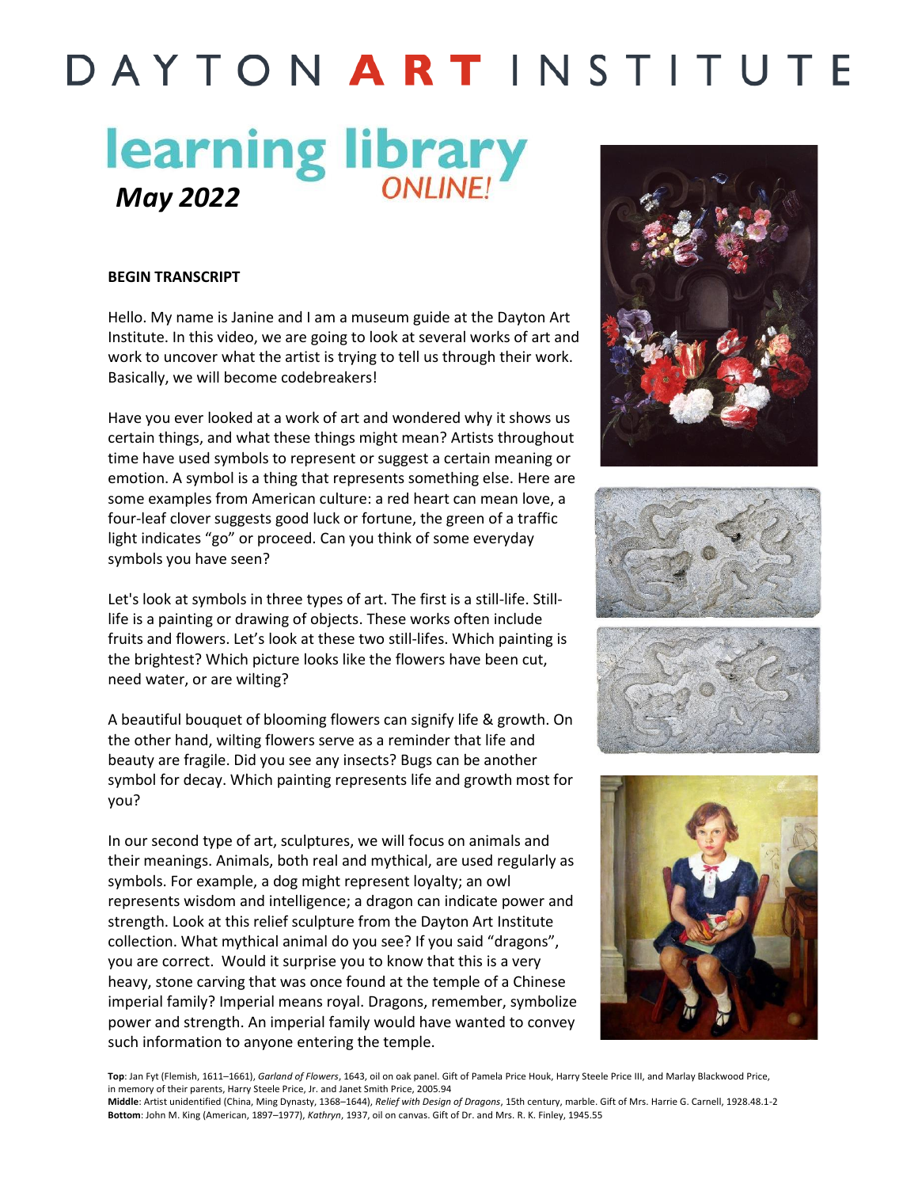# DAYTON ART INSTITUTE

## learning library ONLINE!

***May 2022***

**BEGIN TRANSCRIPT**

Hello. My name is Janine and I am a museum guide at the Dayton Art Institute. In this video, we are going to look at several works of art and work to uncover what the artist is trying to tell us through their work. Basically, we will become codebreakers!

Have you ever looked at a work of art and wondered why it shows us certain things, and what these things might mean? Artists throughout time have used symbols to represent or suggest a certain meaning or emotion. A symbol is a thing that represents something else. Here are some examples from American culture: a red heart can mean love, a four-leaf clover suggests good luck or fortune, the green of a traffic light indicates "go" or proceed. Can you think of some everyday symbols you have seen?

Let's look at symbols in three types of art. The first is a still-life. Still-life is a painting or drawing of objects. These works often include fruits and flowers. Let's look at these two still-lifes. Which painting is the brightest? Which picture looks like the flowers have been cut, need water, or are wilting?

A beautiful bouquet of blooming flowers can signify life & growth. On the other hand, wilting flowers serve as a reminder that life and beauty are fragile. Did you see any insects? Bugs can be another symbol for decay. Which painting represents life and growth most for you?

In our second type of art, sculptures, we will focus on animals and their meanings. Animals, both real and mythical, are used regularly as symbols. For example, a dog might represent loyalty; an owl represents wisdom and intelligence; a dragon can indicate power and strength. Look at this relief sculpture from the Dayton Art Institute collection. What mythical animal do you see? If you said "dragons", you are correct. Would it surprise you to know that this is a very heavy, stone carving that was once found at the temple of a Chinese imperial family? Imperial means royal. Dragons, remember, symbolize power and strength. An imperial family would have wanted to convey such information to anyone entering the temple.

**Top**: Jan Fyt (Flemish, 1611–1661), *Garland of Flowers*, 1643, oil on oak panel. Gift of Pamela Price Houk, Harry Steele Price III, and Marlay Blackwood Price, in memory of their parents, Harry Steele Price, Jr. and Janet Smith Price, 2005.94
**Middle**: Artist unidentified (China, Ming Dynasty, 1368–1644), *Relief with Design of Dragons*, 15th century, marble. Gift of Mrs. Harrie G. Carnell, 1928.48.1-2
**Bottom**: John M. King (American, 1897–1977), *Kathryn*, 1937, oil on canvas. Gift of Dr. and Mrs. R. K. Finley, 1945.55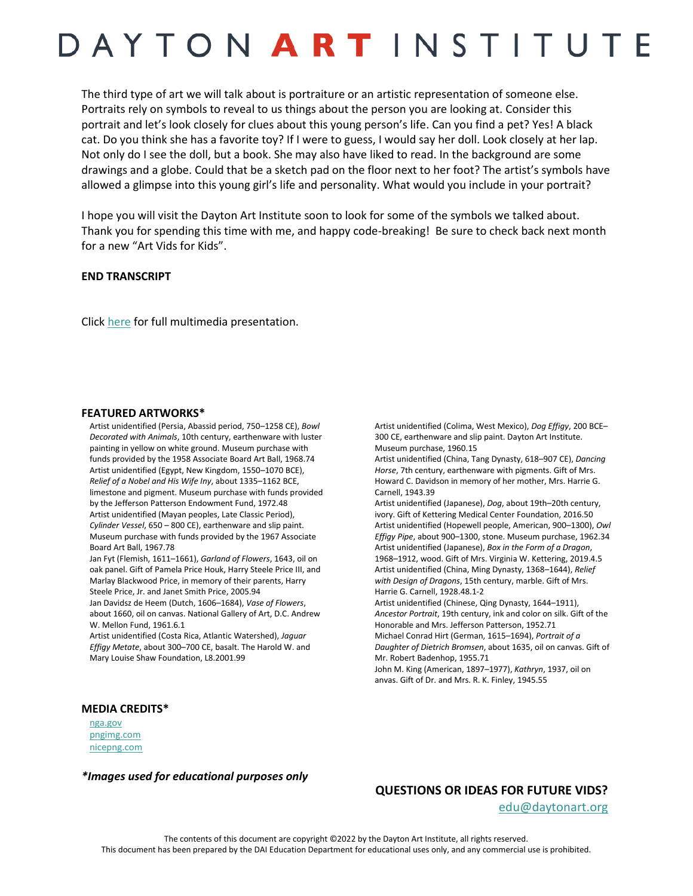The third type of art we will talk about is portraiture or an artistic representation of someone else. Portraits rely on symbols to reveal to us things about the person you are looking at. Consider this portrait and let's look closely for clues about this young person's life. Can you find a pet? Yes! A black cat. Do you think she has a favorite toy? If I were to guess, I would say her doll. Look closely at her lap. Not only do I see the doll, but a book. She may also have liked to read. In the background are some drawings and a globe. Could that be a sketch pad on the floor next to her foot? The artist's symbols have allowed a glimpse into this young girl's life and personality. What would you include in your portrait?

I hope you will visit the Dayton Art Institute soon to look for some of the symbols we talked about. Thank you for spending this time with me, and happy code-breaking! Be sure to check back next month for a new "Art Vids for Kids".

**END TRANSCRIPT**

Click here for full multimedia presentation.

### FEATURED ARTWORKS*

Artist unidentified (Persia, Abassid period, 750–1258 CE), *Bowl Decorated with Animals*, 10th century, earthenware with luster painting in yellow on white ground. Museum purchase with funds provided by the 1958 Associate Board Art Ball, 1968.74

Artist unidentified (Egypt, New Kingdom, 1550–1070 BCE), *Relief of a Nobel and His Wife Iny*, about 1335–1162 BCE, limestone and pigment. Museum purchase with funds provided by the Jefferson Patterson Endowment Fund, 1972.48

Artist unidentified (Mayan peoples, Late Classic Period), *Cylinder Vessel*, 650 – 800 CE), earthenware and slip paint. Museum purchase with funds provided by the 1967 Associate Board Art Ball, 1967.78

Jan Fyt (Flemish, 1611–1661), *Garland of Flowers*, 1643, oil on oak panel. Gift of Pamela Price Houk, Harry Steele Price III, and Marlay Blackwood Price, in memory of their parents, Harry Steele Price, Jr. and Janet Smith Price, 2005.94

Jan Davidsz de Heem (Dutch, 1606–1684), *Vase of Flowers*, about 1660, oil on canvas. National Gallery of Art, D.C. Andrew W. Mellon Fund, 1961.6.1

Artist unidentified (Costa Rica, Atlantic Watershed), *Jaguar Effigy Metate*, about 300–700 CE, basalt. The Harold W. and Mary Louise Shaw Foundation, L8.2001.99

Artist unidentified (Colima, West Mexico), *Dog Effigy*, 200 BCE–300 CE, earthenware and slip paint. Dayton Art Institute. Museum purchase, 1960.15

Artist unidentified (China, Tang Dynasty, 618–907 CE), *Dancing Horse*, 7th century, earthenware with pigments. Gift of Mrs. Howard C. Davidson in memory of her mother, Mrs. Harrie G. Carnell, 1943.39

Artist unidentified (Japanese), *Dog*, about 19th–20th century, ivory. Gift of Kettering Medical Center Foundation, 2016.50

Artist unidentified (Hopewell people, American, 900–1300), *Owl Effigy Pipe*, about 900–1300, stone. Museum purchase, 1962.34

Artist unidentified (Japanese), *Box in the Form of a Dragon*, 1968–1912, wood. Gift of Mrs. Virginia W. Kettering, 2019.4.5

Artist unidentified (China, Ming Dynasty, 1368–1644), *Relief with Design of Dragons*, 15th century, marble. Gift of Mrs. Harrie G. Carnell, 1928.48.1-2

Artist unidentified (Chinese, Qing Dynasty, 1644–1911), *Ancestor Portrait*, 19th century, ink and color on silk. Gift of the Honorable and Mrs. Jefferson Patterson, 1952.71

Michael Conrad Hirt (German, 1615–1694), *Portrait of a Daughter of Dietrich Bromsen*, about 1635, oil on canvas. Gift of Mr. Robert Badenhop, 1955.71

John M. King (American, 1897–1977), *Kathryn*, 1937, oil on anvas. Gift of Dr. and Mrs. R. K. Finley, 1945.55

### MEDIA CREDITS*

nga.gov
pngimg.com
nicepng.com

***Images used for educational purposes only***

**QUESTIONS OR IDEAS FOR FUTURE VIDS?**

edu@daytonart.org

The contents of this document are copyright ©2022 by the Dayton Art Institute, all rights reserved.
This document has been prepared by the DAI Education Department for educational uses only, and any commercial use is prohibited.